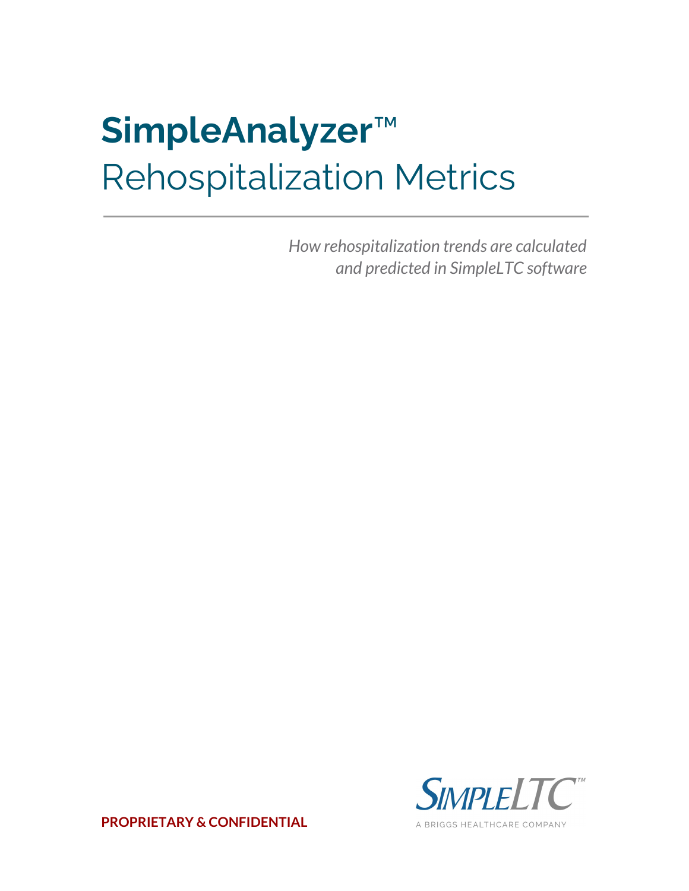# SimpleAnalyzer™
## Rehospitalization Metrics

*How rehospitalization trends are calculated and predicted in SimpleLTC software*

**PROPRIETARY & CONFIDENTIAL**

SimpleLTC™

A BRIGGS HEALTHCARE COMPANY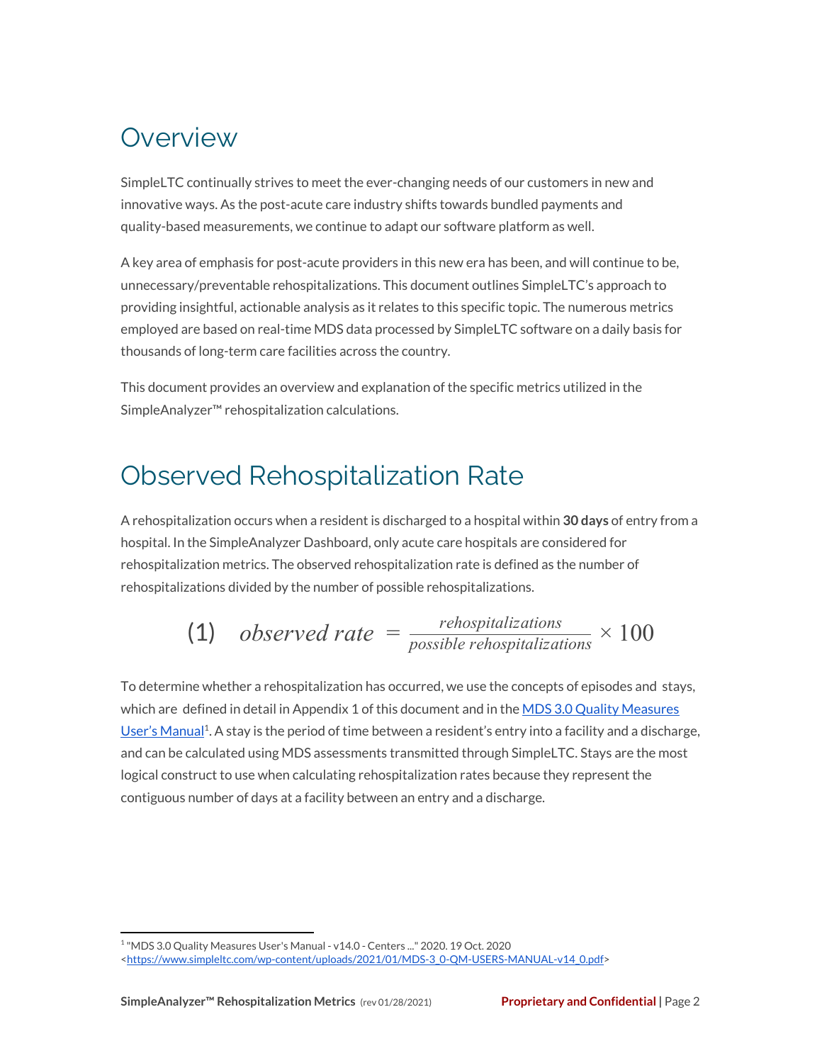# Overview

SimpleLTC continually strives to meet the ever-changing needs of our customers in new and innovative ways. As the post-acute care industry shifts towards bundled payments and quality-based measurements, we continue to adapt our software platform as well.

A key area of emphasis for post-acute providers in this new era has been, and will continue to be, unnecessary/preventable rehospitalizations. This document outlines SimpleLTC's approach to providing insightful, actionable analysis as it relates to this specific topic. The numerous metrics employed are based on real-time MDS data processed by SimpleLTC software on a daily basis for thousands of long-term care facilities across the country.

This document provides an overview and explanation of the specific metrics utilized in the SimpleAnalyzer™ rehospitalization calculations.

# Observed Rehospitalization Rate

A rehospitalization occurs when a resident is discharged to a hospital within **30 days** of entry from a hospital. In the SimpleAnalyzer Dashboard, only acute care hospitals are considered for rehospitalization metrics. The observed rehospitalization rate is defined as the number of rehospitalizations divided by the number of possible rehospitalizations.

$$(1) \quad observed\ rate = \frac{rehospitalizations}{possible\ rehospitalizations} \times 100$$

To determine whether a rehospitalization has occurred, we use the concepts of episodes and stays, which are defined in detail in Appendix 1 of this document and in the MDS 3.0 Quality Measures User's Manual[1]. A stay is the period of time between a resident's entry into a facility and a discharge, and can be calculated using MDS assessments transmitted through SimpleLTC. Stays are the most logical construct to use when calculating rehospitalization rates because they represent the contiguous number of days at a facility between an entry and a discharge.

---

[1] "MDS 3.0 Quality Measures User's Manual - v14.0 - Centers ..." 2020. 19 Oct. 2020 <https://www.simpleltc.com/wp-content/uploads/2021/01/MDS-3_0-QM-USERS-MANUAL-v14_0.pdf>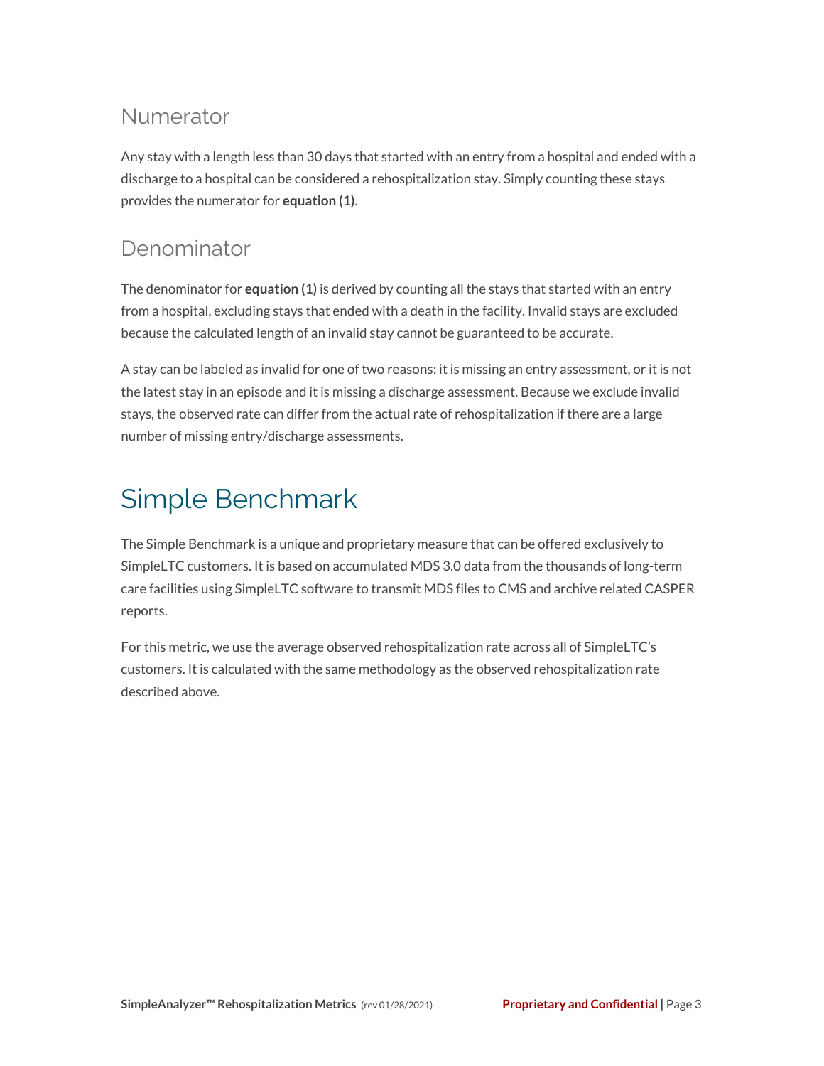### Numerator

Any stay with a length less than 30 days that started with an entry from a hospital and ended with a discharge to a hospital can be considered a rehospitalization stay. Simply counting these stays provides the numerator for **equation (1)**.

### Denominator

The denominator for **equation (1)** is derived by counting all the stays that started with an entry from a hospital, excluding stays that ended with a death in the facility. Invalid stays are excluded because the calculated length of an invalid stay cannot be guaranteed to be accurate.

A stay can be labeled as invalid for one of two reasons: it is missing an entry assessment, or it is not the latest stay in an episode and it is missing a discharge assessment. Because we exclude invalid stays, the observed rate can differ from the actual rate of rehospitalization if there are a large number of missing entry/discharge assessments.

## Simple Benchmark

The Simple Benchmark is a unique and proprietary measure that can be offered exclusively to SimpleLTC customers. It is based on accumulated MDS 3.0 data from the thousands of long-term care facilities using SimpleLTC software to transmit MDS files to CMS and archive related CASPER reports.

For this metric, we use the average observed rehospitalization rate across all of SimpleLTC's customers. It is calculated with the same methodology as the observed rehospitalization rate described above.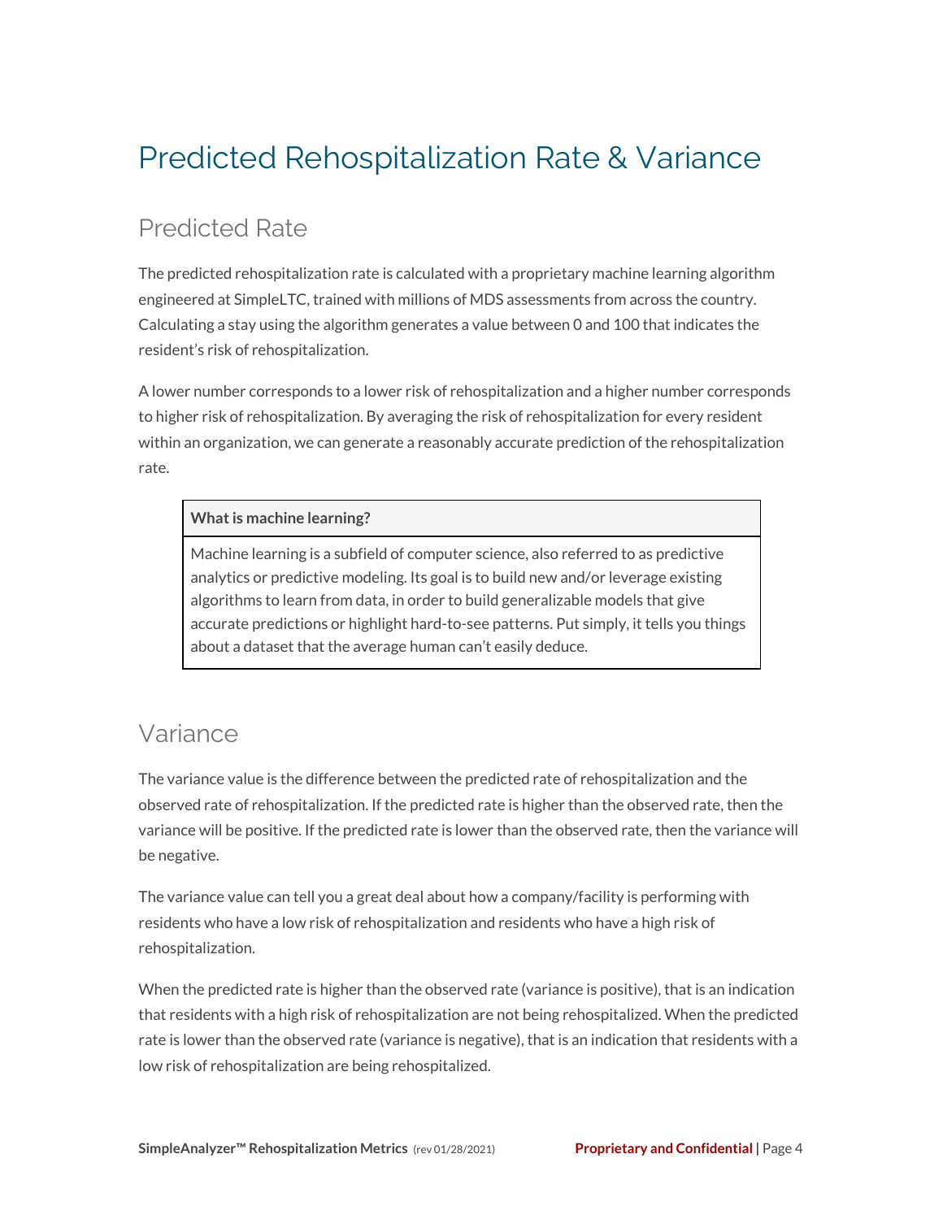# Predicted Rehospitalization Rate & Variance

## Predicted Rate

The predicted rehospitalization rate is calculated with a proprietary machine learning algorithm engineered at SimpleLTC, trained with millions of MDS assessments from across the country. Calculating a stay using the algorithm generates a value between 0 and 100 that indicates the resident's risk of rehospitalization.

A lower number corresponds to a lower risk of rehospitalization and a higher number corresponds to higher risk of rehospitalization. By averaging the risk of rehospitalization for every resident within an organization, we can generate a reasonably accurate prediction of the rehospitalization rate.

| **What is machine learning?** |
| --- |
| Machine learning is a subfield of computer science, also referred to as predictive analytics or predictive modeling. Its goal is to build new and/or leverage existing algorithms to learn from data, in order to build generalizable models that give accurate predictions or highlight hard-to-see patterns. Put simply, it tells you things about a dataset that the average human can't easily deduce. |

## Variance

The variance value is the difference between the predicted rate of rehospitalization and the observed rate of rehospitalization. If the predicted rate is higher than the observed rate, then the variance will be positive. If the predicted rate is lower than the observed rate, then the variance will be negative.

The variance value can tell you a great deal about how a company/facility is performing with residents who have a low risk of rehospitalization and residents who have a high risk of rehospitalization.

When the predicted rate is higher than the observed rate (variance is positive), that is an indication that residents with a high risk of rehospitalization are not being rehospitalized. When the predicted rate is lower than the observed rate (variance is negative), that is an indication that residents with a low risk of rehospitalization are being rehospitalized.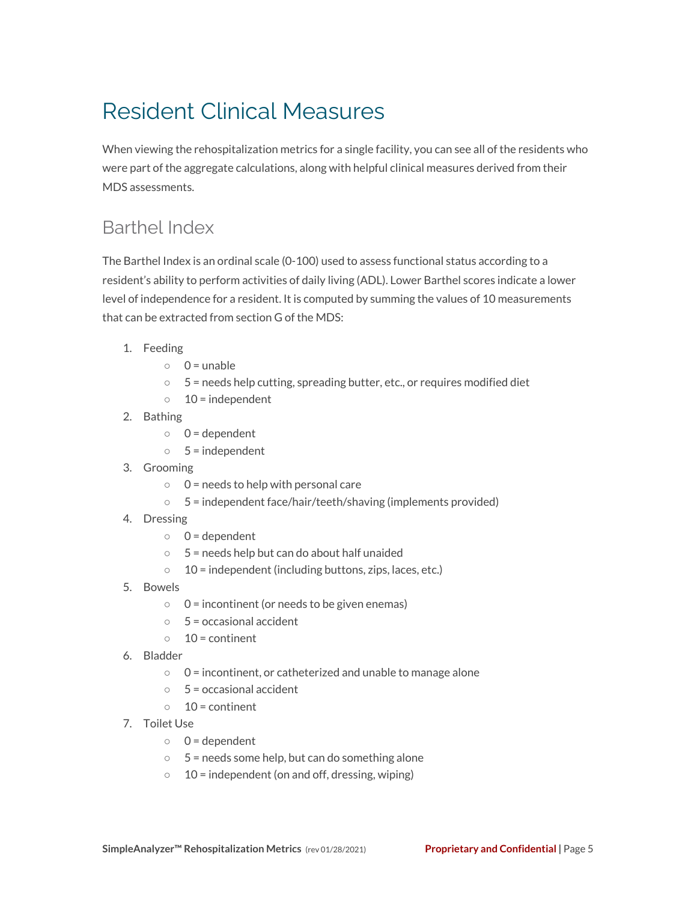# Resident Clinical Measures

When viewing the rehospitalization metrics for a single facility, you can see all of the residents who were part of the aggregate calculations, along with helpful clinical measures derived from their MDS assessments.

## Barthel Index

The Barthel Index is an ordinal scale (0-100) used to assess functional status according to a resident's ability to perform activities of daily living (ADL). Lower Barthel scores indicate a lower level of independence for a resident. It is computed by summing the values of 10 measurements that can be extracted from section G of the MDS:

1. Feeding
   - 0 = unable
   - 5 = needs help cutting, spreading butter, etc., or requires modified diet
   - 10 = independent
2. Bathing
   - 0 = dependent
   - 5 = independent
3. Grooming
   - 0 = needs to help with personal care
   - 5 = independent face/hair/teeth/shaving (implements provided)
4. Dressing
   - 0 = dependent
   - 5 = needs help but can do about half unaided
   - 10 = independent (including buttons, zips, laces, etc.)
5. Bowels
   - 0 = incontinent (or needs to be given enemas)
   - 5 = occasional accident
   - 10 = continent
6. Bladder
   - 0 = incontinent, or catheterized and unable to manage alone
   - 5 = occasional accident
   - 10 = continent
7. Toilet Use
   - 0 = dependent
   - 5 = needs some help, but can do something alone
   - 10 = independent (on and off, dressing, wiping)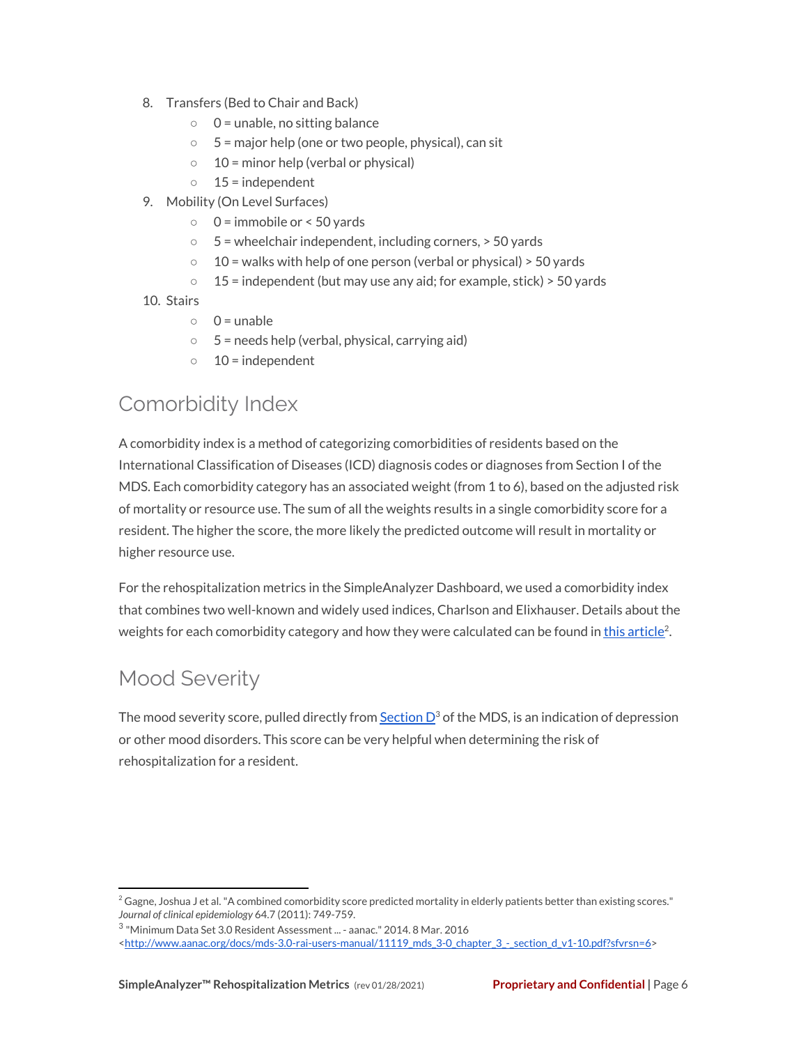8. Transfers (Bed to Chair and Back)
    - 0 = unable, no sitting balance
    - 5 = major help (one or two people, physical), can sit
    - 10 = minor help (verbal or physical)
    - 15 = independent
9. Mobility (On Level Surfaces)
    - 0 = immobile or < 50 yards
    - 5 = wheelchair independent, including corners, > 50 yards
    - 10 = walks with help of one person (verbal or physical) > 50 yards
    - 15 = independent (but may use any aid; for example, stick) > 50 yards
10. Stairs
    - 0 = unable
    - 5 = needs help (verbal, physical, carrying aid)
    - 10 = independent

## Comorbidity Index

A comorbidity index is a method of categorizing comorbidities of residents based on the International Classification of Diseases (ICD) diagnosis codes or diagnoses from Section I of the MDS. Each comorbidity category has an associated weight (from 1 to 6), based on the adjusted risk of mortality or resource use. The sum of all the weights results in a single comorbidity score for a resident. The higher the score, the more likely the predicted outcome will result in mortality or higher resource use.

For the rehospitalization metrics in the SimpleAnalyzer Dashboard, we used a comorbidity index that combines two well-known and widely used indices, Charlson and Elixhauser. Details about the weights for each comorbidity category and how they were calculated can be found in this article[2].

## Mood Severity

The mood severity score, pulled directly from Section D[3] of the MDS, is an indication of depression or other mood disorders. This score can be very helpful when determining the risk of rehospitalization for a resident.

---

[2] Gagne, Joshua J et al. "A combined comorbidity score predicted mortality in elderly patients better than existing scores." *Journal of clinical epidemiology* 64.7 (2011): 749-759.

[3] "Minimum Data Set 3.0 Resident Assessment ... - aanac." 2014. 8 Mar. 2016 <http://www.aanac.org/docs/mds-3.0-rai-users-manual/11119_mds_3-0_chapter_3_-_section_d_v1-10.pdf?sfvrsn=6>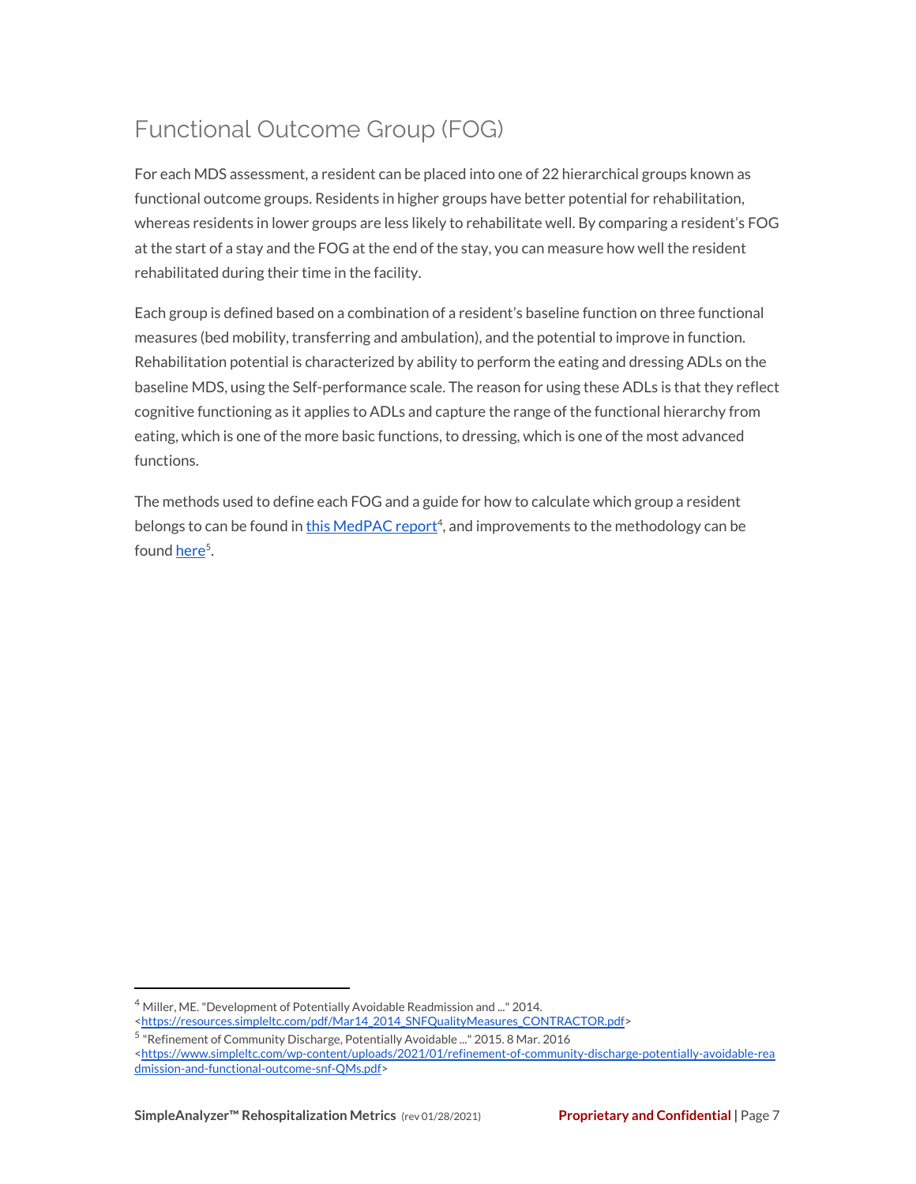## Functional Outcome Group (FOG)

For each MDS assessment, a resident can be placed into one of 22 hierarchical groups known as functional outcome groups. Residents in higher groups have better potential for rehabilitation, whereas residents in lower groups are less likely to rehabilitate well. By comparing a resident's FOG at the start of a stay and the FOG at the end of the stay, you can measure how well the resident rehabilitated during their time in the facility.

Each group is defined based on a combination of a resident's baseline function on three functional measures (bed mobility, transferring and ambulation), and the potential to improve in function. Rehabilitation potential is characterized by ability to perform the eating and dressing ADLs on the baseline MDS, using the Self-performance scale. The reason for using these ADLs is that they reflect cognitive functioning as it applies to ADLs and capture the range of the functional hierarchy from eating, which is one of the more basic functions, to dressing, which is one of the most advanced functions.

The methods used to define each FOG and a guide for how to calculate which group a resident belongs to can be found in [this MedPAC report](https://resources.simpleltc.com/pdf/Mar14_2014_SNFQualityMeasures_CONTRACTOR.pdf)[4], and improvements to the methodology can be found [here](https://www.simpleltc.com/wp-content/uploads/2021/01/refinement-of-community-discharge-potentially-avoidable-readmission-and-functional-outcome-snf-QMs.pdf)[5].

---

[4] Miller, ME. "Development of Potentially Avoidable Readmission and ..." 2014. <https://resources.simpleltc.com/pdf/Mar14_2014_SNFQualityMeasures_CONTRACTOR.pdf>

[5] "Refinement of Community Discharge, Potentially Avoidable ..." 2015. 8 Mar. 2016 <https://www.simpleltc.com/wp-content/uploads/2021/01/refinement-of-community-discharge-potentially-avoidable-readmission-and-functional-outcome-snf-QMs.pdf>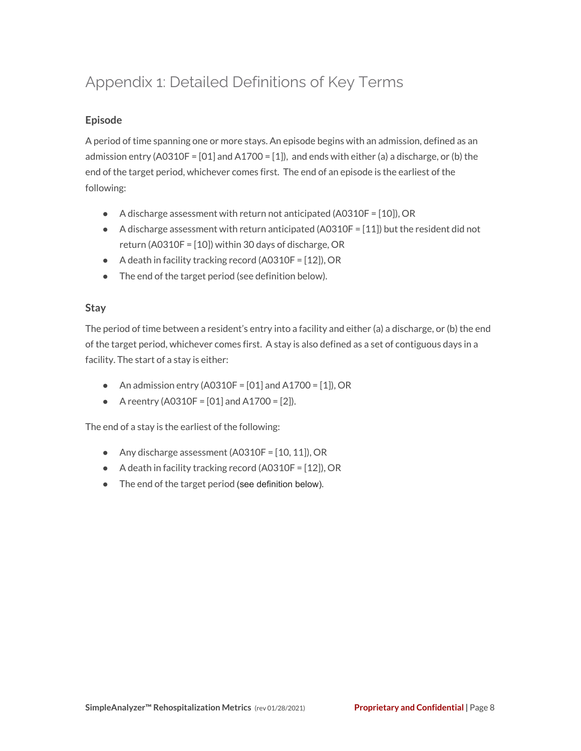# Appendix 1: Detailed Definitions of Key Terms

### Episode

A period of time spanning one or more stays. An episode begins with an admission, defined as an admission entry (A0310F = [01] and A1700 = [1]),  and ends with either (a) a discharge, or (b) the end of the target period, whichever comes first.  The end of an episode is the earliest of the following:

- A discharge assessment with return not anticipated (A0310F = [10]), OR
- A discharge assessment with return anticipated (A0310F = [11]) but the resident did not return (A0310F = [10]) within 30 days of discharge, OR
- A death in facility tracking record (A0310F = [12]), OR
- The end of the target period (see definition below).

### Stay

The period of time between a resident's entry into a facility and either (a) a discharge, or (b) the end of the target period, whichever comes first.  A stay is also defined as a set of contiguous days in a facility. The start of a stay is either:

- An admission entry (A0310F = [01] and A1700 = [1]), OR
- A reentry (A0310F = [01] and A1700 = [2]).

The end of a stay is the earliest of the following:

- Any discharge assessment (A0310F = [10, 11]), OR
- A death in facility tracking record (A0310F = [12]), OR
- The end of the target period (see definition below).